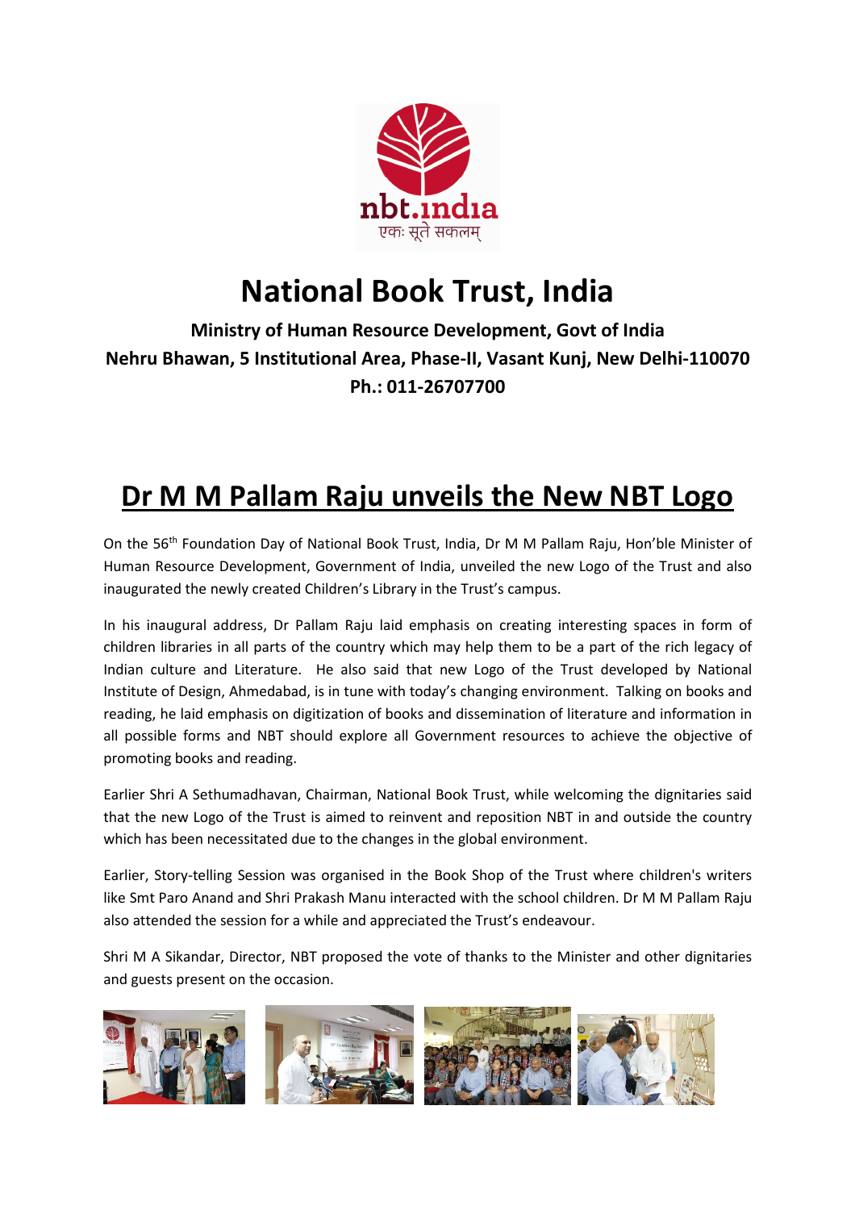nbt.india

एकः सूते सकलम्

# National Book Trust, India

**Ministry of Human Resource Development, Govt of India**
**Nehru Bhawan, 5 Institutional Area, Phase-II, Vasant Kunj, New Delhi-110070**
**Ph.: 011-26707700**

## Dr M M Pallam Raju unveils the New NBT Logo

On the 56th Foundation Day of National Book Trust, India, Dr M M Pallam Raju, Hon'ble Minister of Human Resource Development, Government of India, unveiled the new Logo of the Trust and also inaugurated the newly created Children's Library in the Trust's campus.

In his inaugural address, Dr Pallam Raju laid emphasis on creating interesting spaces in form of children libraries in all parts of the country which may help them to be a part of the rich legacy of Indian culture and Literature. He also said that new Logo of the Trust developed by National Institute of Design, Ahmedabad, is in tune with today's changing environment. Talking on books and reading, he laid emphasis on digitization of books and dissemination of literature and information in all possible forms and NBT should explore all Government resources to achieve the objective of promoting books and reading.

Earlier Shri A Sethumadhavan, Chairman, National Book Trust, while welcoming the dignitaries said that the new Logo of the Trust is aimed to reinvent and reposition NBT in and outside the country which has been necessitated due to the changes in the global environment.

Earlier, Story-telling Session was organised in the Book Shop of the Trust where children's writers like Smt Paro Anand and Shri Prakash Manu interacted with the school children. Dr M M Pallam Raju also attended the session for a while and appreciated the Trust's endeavour.

Shri M A Sikandar, Director, NBT proposed the vote of thanks to the Minister and other dignitaries and guests present on the occasion.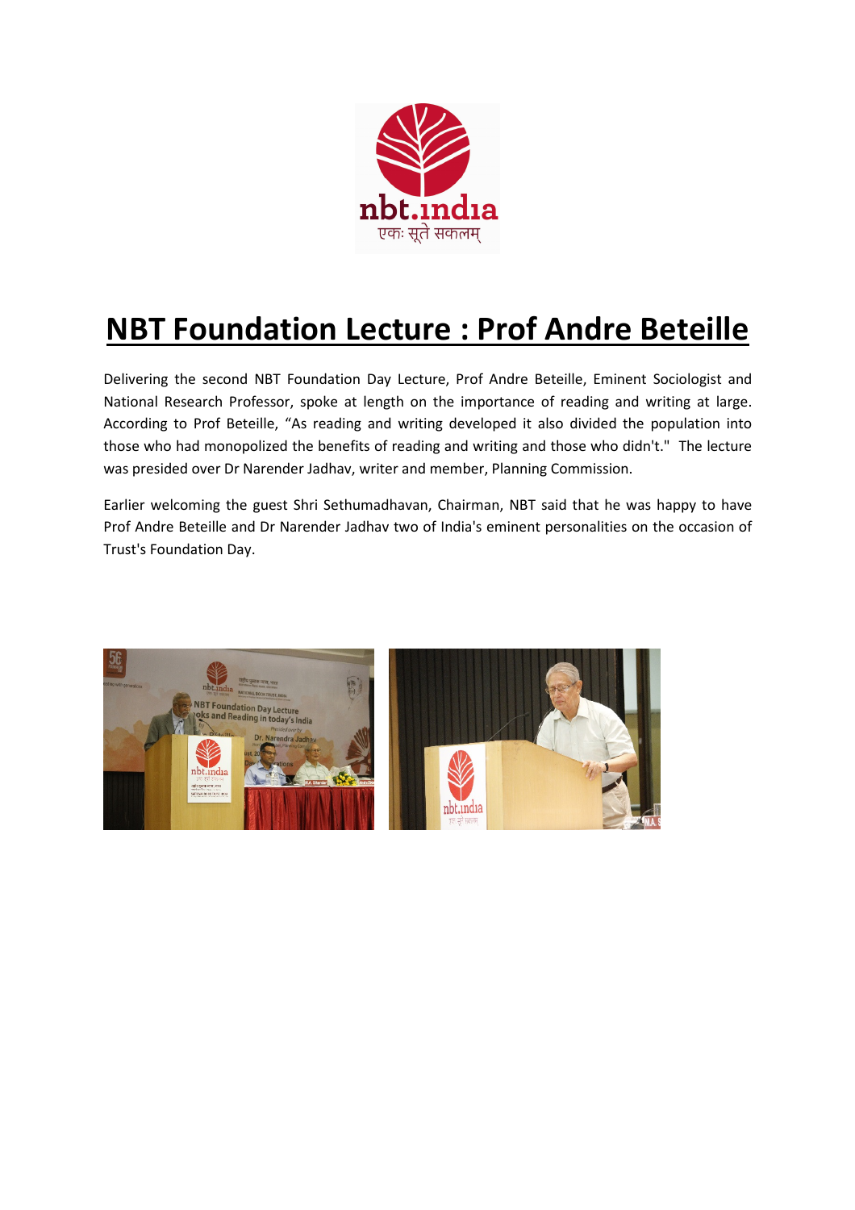# NBT Foundation Lecture : Prof Andre Beteille

Delivering the second NBT Foundation Day Lecture, Prof Andre Beteille, Eminent Sociologist and National Research Professor, spoke at length on the importance of reading and writing at large. According to Prof Beteille, "As reading and writing developed it also divided the population into those who had monopolized the benefits of reading and writing and those who didn't." The lecture was presided over Dr Narender Jadhav, writer and member, Planning Commission.

Earlier welcoming the guest Shri Sethumadhavan, Chairman, NBT said that he was happy to have Prof Andre Beteille and Dr Narender Jadhav two of India's eminent personalities on the occasion of Trust's Foundation Day.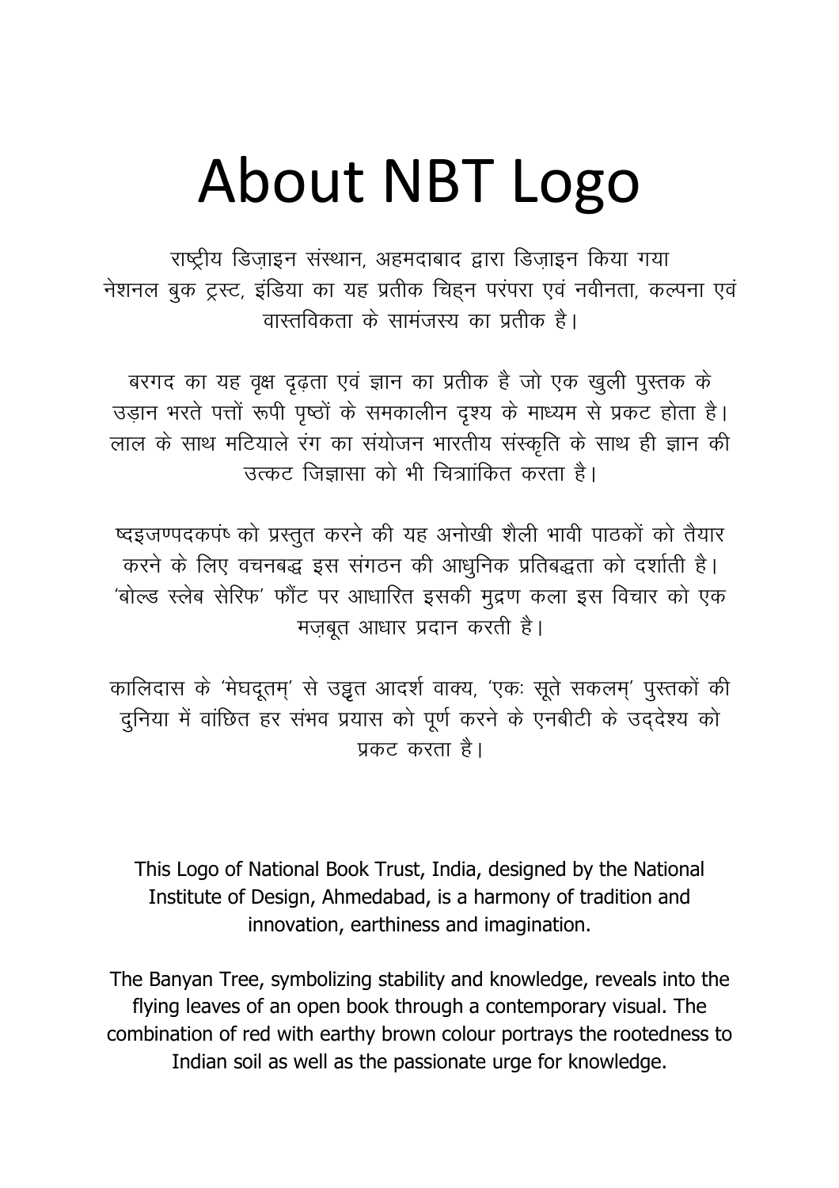# About NBT Logo

राष्ट्रीय डिज़ाइन संस्थान, अहमदाबाद द्वारा डिज़ाइन किया गया नेशनल बुक ट्रस्ट, इंडिया का यह प्रतीक चिह्न परंपरा एवं नवीनता, कल्पना एवं वास्तविकता के सामंजस्य का प्रतीक है।

बरगद का यह वृक्ष दृढ़ता एवं ज्ञान का प्रतीक है जो एक खुली पुस्तक के उड़ान भरते पत्तों रूपी पृष्ठों के समकालीन दृश्य के माध्यम से प्रकट होता है। लाल के साथ मटियाले रंग का संयोजन भारतीय संस्कृति के साथ ही ज्ञान की उत्कट जिज्ञासा को भी चित्रांकित करता है।

ष्दइजण्पदकपंष को प्रस्तुत करने की यह अनोखी शैली भावी पाठकों को तैयार करने के लिए वचनबद्ध इस संगठन की आधुनिक प्रतिबद्धता को दर्शाती है। 'बोल्ड स्लेब सेरिफ' फौंट पर आधारित इसकी मुद्रण कला इस विचार को एक मज़बूत आधार प्रदान करती है।

कालिदास के 'मेघदूतम्' से उद्धृत आदर्श वाक्य, 'एकः सूते सकलम्' पुस्तकों की दुनिया में वांछित हर संभव प्रयास को पूर्ण करने के एनबीटी के उद्देश्य को प्रकट करता है।

This Logo of National Book Trust, India, designed by the National Institute of Design, Ahmedabad, is a harmony of tradition and innovation, earthiness and imagination.

The Banyan Tree, symbolizing stability and knowledge, reveals into the flying leaves of an open book through a contemporary visual. The combination of red with earthy brown colour portrays the rootedness to Indian soil as well as the passionate urge for knowledge.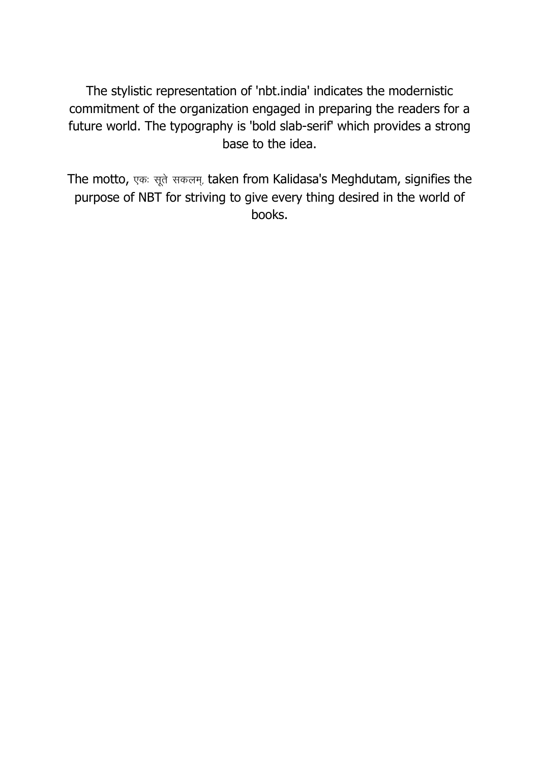The stylistic representation of 'nbt.india' indicates the modernistic commitment of the organization engaged in preparing the readers for a future world. The typography is 'bold slab-serif' which provides a strong base to the idea.

The motto, एकः सूते सकलम्, taken from Kalidasa's Meghdutam, signifies the purpose of NBT for striving to give every thing desired in the world of books.